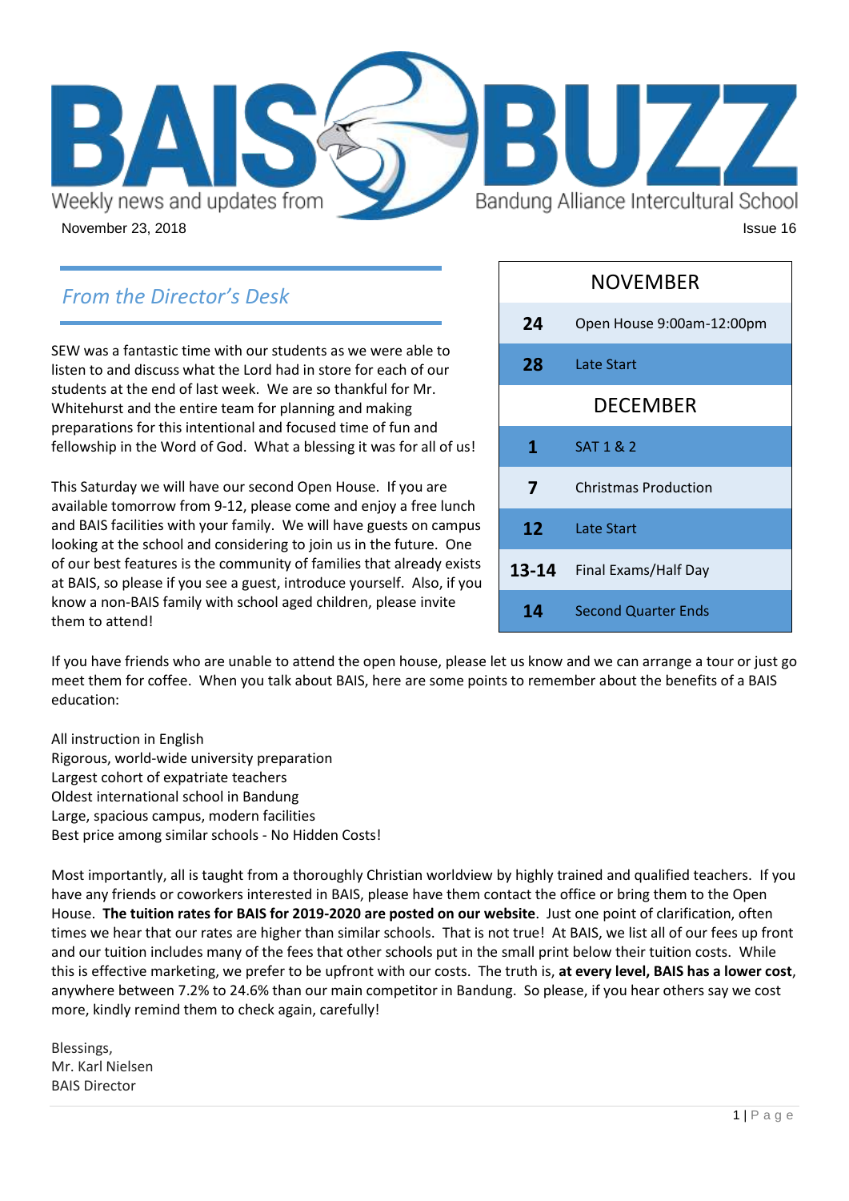# BAIS BUZZ

Weekly news and updates from Bandung Alliance Intercultural School

November 23, 2018

Issue 16

| NOVEMBER | |
|---|---|
| **24** | Open House 9:00am-12:00pm |
| **28** | Late Start |
| **DECEMBER** | |
| **1** | SAT 1 & 2 |
| **7** | Christmas Production |
| **12** | Late Start |
| **13-14** | Final Exams/Half Day |
| **14** | Second Quarter Ends |

## *From the Director's Desk*

SEW was a fantastic time with our students as we were able to listen to and discuss what the Lord had in store for each of our students at the end of last week. We are so thankful for Mr. Whitehurst and the entire team for planning and making preparations for this intentional and focused time of fun and fellowship in the Word of God. What a blessing it was for all of us!

This Saturday we will have our second Open House. If you are available tomorrow from 9-12, please come and enjoy a free lunch and BAIS facilities with your family. We will have guests on campus looking at the school and considering to join us in the future. One of our best features is the community of families that already exists at BAIS, so please if you see a guest, introduce yourself. Also, if you know a non-BAIS family with school aged children, please invite them to attend!

If you have friends who are unable to attend the open house, please let us know and we can arrange a tour or just go meet them for coffee. When you talk about BAIS, here are some points to remember about the benefits of a BAIS education:

All instruction in English
Rigorous, world-wide university preparation
Largest cohort of expatriate teachers
Oldest international school in Bandung
Large, spacious campus, modern facilities
Best price among similar schools - No Hidden Costs!

Most importantly, all is taught from a thoroughly Christian worldview by highly trained and qualified teachers. If you have any friends or coworkers interested in BAIS, please have them contact the office or bring them to the Open House. **The tuition rates for BAIS for 2019-2020 are posted on our website**. Just one point of clarification, often times we hear that our rates are higher than similar schools. That is not true! At BAIS, we list all of our fees up front and our tuition includes many of the fees that other schools put in the small print below their tuition costs. While this is effective marketing, we prefer to be upfront with our costs. The truth is, **at every level, BAIS has a lower cost**, anywhere between 7.2% to 24.6% than our main competitor in Bandung. So please, if you hear others say we cost more, kindly remind them to check again, carefully!

Blessings,
Mr. Karl Nielsen
BAIS Director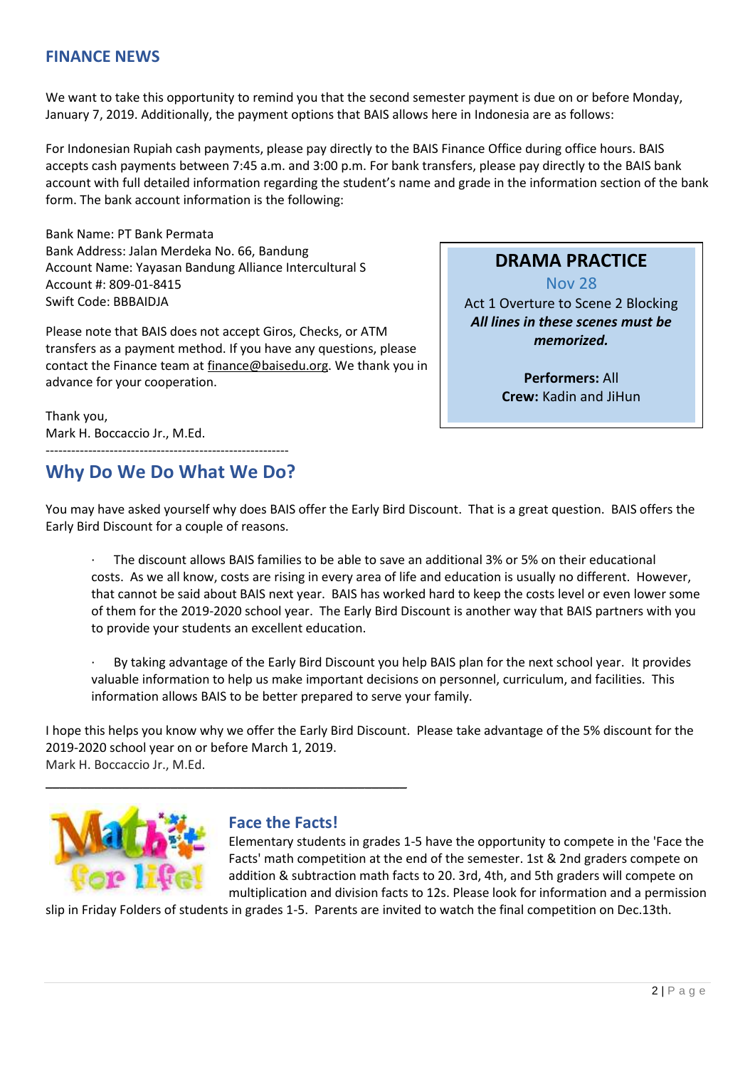## FINANCE NEWS

We want to take this opportunity to remind you that the second semester payment is due on or before Monday, January 7, 2019. Additionally, the payment options that BAIS allows here in Indonesia are as follows:

For Indonesian Rupiah cash payments, please pay directly to the BAIS Finance Office during office hours. BAIS accepts cash payments between 7:45 a.m. and 3:00 p.m. For bank transfers, please pay directly to the BAIS bank account with full detailed information regarding the student's name and grade in the information section of the bank form. The bank account information is the following:

Bank Name: PT Bank Permata
Bank Address: Jalan Merdeka No. 66, Bandung
Account Name: Yayasan Bandung Alliance Intercultural S
Account #: 809-01-8415
Swift Code: BBBAIDJA

Please note that BAIS does not accept Giros, Checks, or ATM transfers as a payment method. If you have any questions, please contact the Finance team at finance@baisedu.org. We thank you in advance for your cooperation.

Thank you,
Mark H. Boccaccio Jr., M.Ed.

---

## DRAMA PRACTICE

Nov 28

Act 1 Overture to Scene 2 Blocking

***All lines in these scenes must be memorized.***

**Performers:** All
**Crew:** Kadin and JiHun

---

## Why Do We Do What We Do?

You may have asked yourself why does BAIS offer the Early Bird Discount. That is a great question. BAIS offers the Early Bird Discount for a couple of reasons.

- The discount allows BAIS families to be able to save an additional 3% or 5% on their educational costs. As we all know, costs are rising in every area of life and education is usually no different. However, that cannot be said about BAIS next year. BAIS has worked hard to keep the costs level or even lower some of them for the 2019-2020 school year. The Early Bird Discount is another way that BAIS partners with you to provide your students an excellent education.

- By taking advantage of the Early Bird Discount you help BAIS plan for the next school year. It provides valuable information to help us make important decisions on personnel, curriculum, and facilities. This information allows BAIS to be better prepared to serve your family.

I hope this helps you know why we offer the Early Bird Discount. Please take advantage of the 5% discount for the 2019-2020 school year on or before March 1, 2019.
Mark H. Boccaccio Jr., M.Ed.

---

## Face the Facts!

Elementary students in grades 1-5 have the opportunity to compete in the 'Face the Facts' math competition at the end of the semester. 1st & 2nd graders compete on addition & subtraction math facts to 20. 3rd, 4th, and 5th graders will compete on multiplication and division facts to 12s. Please look for information and a permission slip in Friday Folders of students in grades 1-5. Parents are invited to watch the final competition on Dec.13th.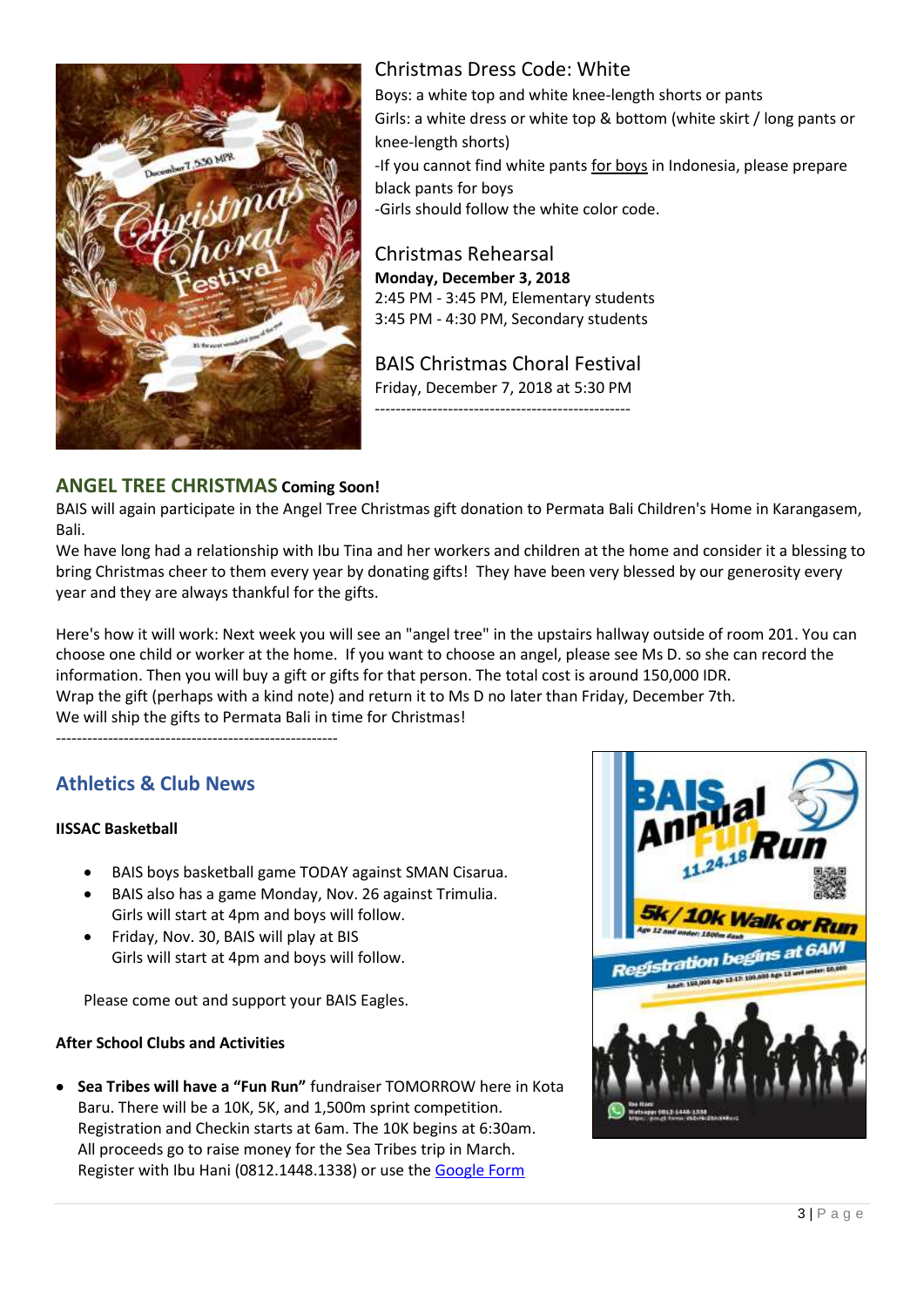## Christmas Dress Code: White

Boys: a white top and white knee-length shorts or pants

Girls: a white dress or white top & bottom (white skirt / long pants or knee-length shorts)

-If you cannot find white pants for boys in Indonesia, please prepare black pants for boys

-Girls should follow the white color code.

## Christmas Rehearsal

**Monday, December 3, 2018**

2:45 PM - 3:45 PM, Elementary students

3:45 PM - 4:30 PM, Secondary students

## BAIS Christmas Choral Festival

Friday, December 7, 2018 at 5:30 PM

-------------------------------------------------

## ANGEL TREE CHRISTMAS **Coming Soon!**

BAIS will again participate in the Angel Tree Christmas gift donation to Permata Bali Children's Home in Karangasem, Bali.

We have long had a relationship with Ibu Tina and her workers and children at the home and consider it a blessing to bring Christmas cheer to them every year by donating gifts! They have been very blessed by our generosity every year and they are always thankful for the gifts.

Here's how it will work: Next week you will see an "angel tree" in the upstairs hallway outside of room 201. You can choose one child or worker at the home. If you want to choose an angel, please see Ms D. so she can record the information. Then you will buy a gift or gifts for that person. The total cost is around 150,000 IDR.

Wrap the gift (perhaps with a kind note) and return it to Ms D no later than Friday, December 7th.

We will ship the gifts to Permata Bali in time for Christmas!

------------------------------------------------------

## Athletics & Club News

**IISSAC Basketball**

- BAIS boys basketball game TODAY against SMAN Cisarua.
- BAIS also has a game Monday, Nov. 26 against Trimulia. Girls will start at 4pm and boys will follow.
- Friday, Nov. 30, BAIS will play at BIS Girls will start at 4pm and boys will follow.

Please come out and support your BAIS Eagles.

**After School Clubs and Activities**

- **Sea Tribes will have a "Fun Run"** fundraiser TOMORROW here in Kota Baru. There will be a 10K, 5K, and 1,500m sprint competition. Registration and Checkin starts at 6am. The 10K begins at 6:30am. All proceeds go to raise money for the Sea Tribes trip in March. Register with Ibu Hani (0812.1448.1338) or use the Google Form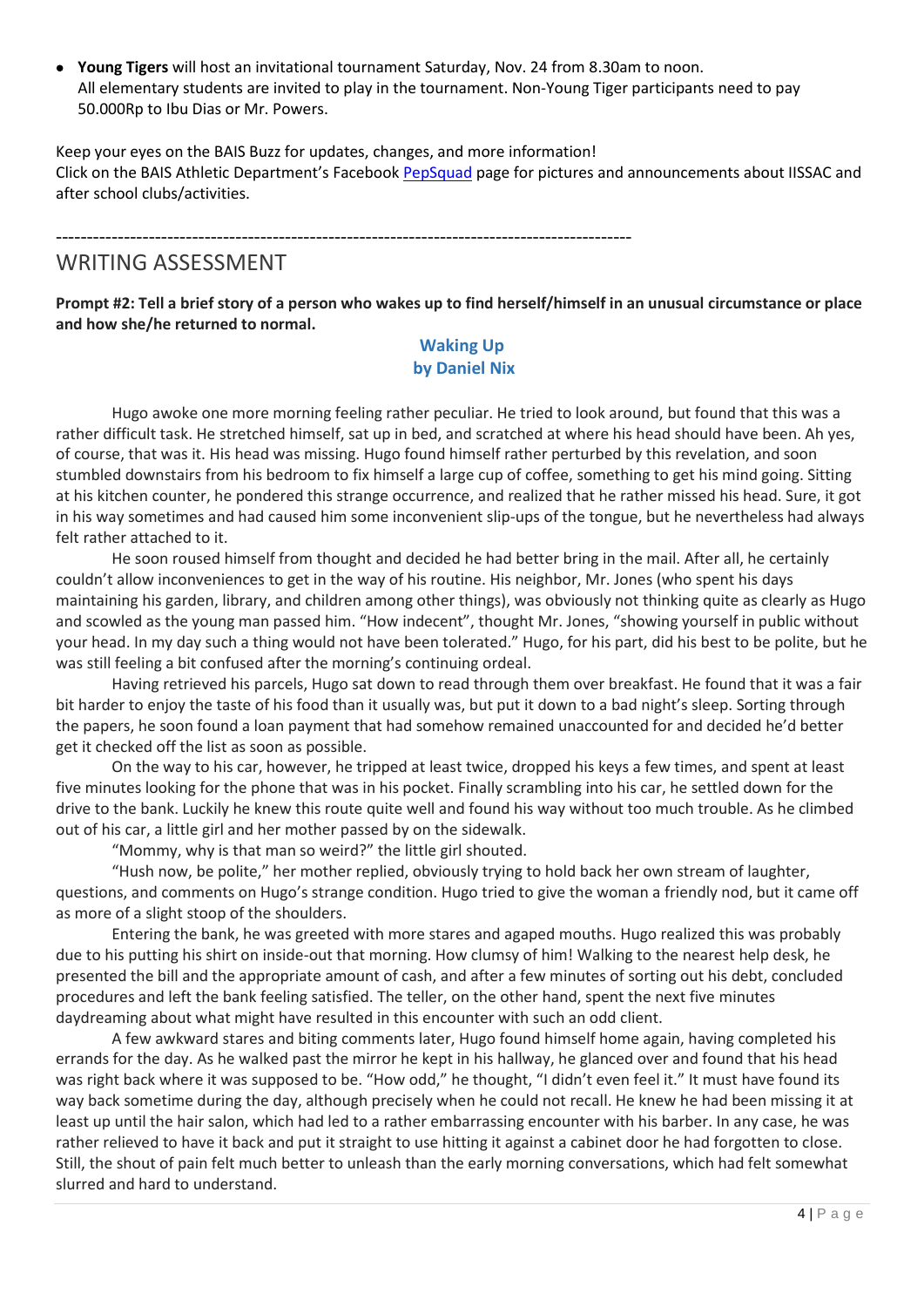- **Young Tigers** will host an invitational tournament Saturday, Nov. 24 from 8.30am to noon. All elementary students are invited to play in the tournament. Non-Young Tiger participants need to pay 50.000Rp to Ibu Dias or Mr. Powers.

Keep your eyes on the BAIS Buzz for updates, changes, and more information!
Click on the BAIS Athletic Department's Facebook PepSquad page for pictures and announcements about IISSAC and after school clubs/activities.

---

## WRITING ASSESSMENT

**Prompt #2: Tell a brief story of a person who wakes up to find herself/himself in an unusual circumstance or place and how she/he returned to normal.**

### Waking Up
### by Daniel Nix

Hugo awoke one more morning feeling rather peculiar. He tried to look around, but found that this was a rather difficult task. He stretched himself, sat up in bed, and scratched at where his head should have been. Ah yes, of course, that was it. His head was missing. Hugo found himself rather perturbed by this revelation, and soon stumbled downstairs from his bedroom to fix himself a large cup of coffee, something to get his mind going. Sitting at his kitchen counter, he pondered this strange occurrence, and realized that he rather missed his head. Sure, it got in his way sometimes and had caused him some inconvenient slip-ups of the tongue, but he nevertheless had always felt rather attached to it.

He soon roused himself from thought and decided he had better bring in the mail. After all, he certainly couldn't allow inconveniences to get in the way of his routine. His neighbor, Mr. Jones (who spent his days maintaining his garden, library, and children among other things), was obviously not thinking quite as clearly as Hugo and scowled as the young man passed him. "How indecent", thought Mr. Jones, "showing yourself in public without your head. In my day such a thing would not have been tolerated." Hugo, for his part, did his best to be polite, but he was still feeling a bit confused after the morning's continuing ordeal.

Having retrieved his parcels, Hugo sat down to read through them over breakfast. He found that it was a fair bit harder to enjoy the taste of his food than it usually was, but put it down to a bad night's sleep. Sorting through the papers, he soon found a loan payment that had somehow remained unaccounted for and decided he'd better get it checked off the list as soon as possible.

On the way to his car, however, he tripped at least twice, dropped his keys a few times, and spent at least five minutes looking for the phone that was in his pocket. Finally scrambling into his car, he settled down for the drive to the bank. Luckily he knew this route quite well and found his way without too much trouble. As he climbed out of his car, a little girl and her mother passed by on the sidewalk.

"Mommy, why is that man so weird?" the little girl shouted.

"Hush now, be polite," her mother replied, obviously trying to hold back her own stream of laughter, questions, and comments on Hugo's strange condition. Hugo tried to give the woman a friendly nod, but it came off as more of a slight stoop of the shoulders.

Entering the bank, he was greeted with more stares and agaped mouths. Hugo realized this was probably due to his putting his shirt on inside-out that morning. How clumsy of him! Walking to the nearest help desk, he presented the bill and the appropriate amount of cash, and after a few minutes of sorting out his debt, concluded procedures and left the bank feeling satisfied. The teller, on the other hand, spent the next five minutes daydreaming about what might have resulted in this encounter with such an odd client.

A few awkward stares and biting comments later, Hugo found himself home again, having completed his errands for the day. As he walked past the mirror he kept in his hallway, he glanced over and found that his head was right back where it was supposed to be. "How odd," he thought, "I didn't even feel it." It must have found its way back sometime during the day, although precisely when he could not recall. He knew he had been missing it at least up until the hair salon, which had led to a rather embarrassing encounter with his barber. In any case, he was rather relieved to have it back and put it straight to use hitting it against a cabinet door he had forgotten to close. Still, the shout of pain felt much better to unleash than the early morning conversations, which had felt somewhat slurred and hard to understand.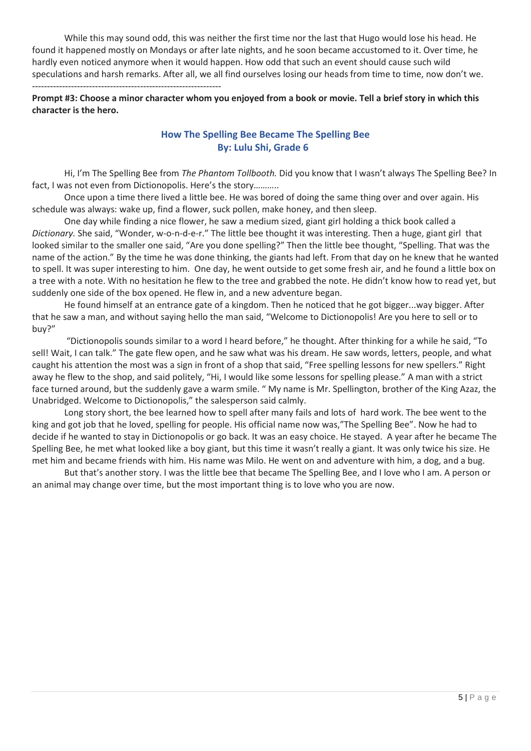While this may sound odd, this was neither the first time nor the last that Hugo would lose his head. He found it happened mostly on Mondays or after late nights, and he soon became accustomed to it. Over time, he hardly even noticed anymore when it would happen. How odd that such an event should cause such wild speculations and harsh remarks. After all, we all find ourselves losing our heads from time to time, now don't we.

---------------------------------------------------------------

**Prompt #3: Choose a minor character whom you enjoyed from a book or movie. Tell a brief story in which this character is the hero.**

## How The Spelling Bee Became The Spelling Bee
### By: Lulu Shi, Grade 6

Hi, I'm The Spelling Bee from *The Phantom Tollbooth.* Did you know that I wasn't always The Spelling Bee? In fact, I was not even from Dictionopolis. Here's the story………..

Once upon a time there lived a little bee. He was bored of doing the same thing over and over again. His schedule was always: wake up, find a flower, suck pollen, make honey, and then sleep.

One day while finding a nice flower, he saw a medium sized, giant girl holding a thick book called a *Dictionary.* She said, "Wonder, w-o-n-d-e-r." The little bee thought it was interesting. Then a huge, giant girl that looked similar to the smaller one said, "Are you done spelling?" Then the little bee thought, "Spelling. That was the name of the action." By the time he was done thinking, the giants had left. From that day on he knew that he wanted to spell. It was super interesting to him. One day, he went outside to get some fresh air, and he found a little box on a tree with a note. With no hesitation he flew to the tree and grabbed the note. He didn't know how to read yet, but suddenly one side of the box opened. He flew in, and a new adventure began.

He found himself at an entrance gate of a kingdom. Then he noticed that he got bigger...way bigger. After that he saw a man, and without saying hello the man said, "Welcome to Dictionopolis! Are you here to sell or to buy?"

"Dictionopolis sounds similar to a word I heard before," he thought. After thinking for a while he said, "To sell! Wait, I can talk." The gate flew open, and he saw what was his dream. He saw words, letters, people, and what caught his attention the most was a sign in front of a shop that said, "Free spelling lessons for new spellers." Right away he flew to the shop, and said politely, "Hi, I would like some lessons for spelling please." A man with a strict face turned around, but the suddenly gave a warm smile. " My name is Mr. Spellington, brother of the King Azaz, the Unabridged. Welcome to Dictionopolis," the salesperson said calmly.

Long story short, the bee learned how to spell after many fails and lots of hard work. The bee went to the king and got job that he loved, spelling for people. His official name now was,"The Spelling Bee". Now he had to decide if he wanted to stay in Dictionopolis or go back. It was an easy choice. He stayed. A year after he became The Spelling Bee, he met what looked like a boy giant, but this time it wasn't really a giant. It was only twice his size. He met him and became friends with him. His name was Milo. He went on and adventure with him, a dog, and a bug.

But that's another story. I was the little bee that became The Spelling Bee, and I love who I am. A person or an animal may change over time, but the most important thing is to love who you are now.